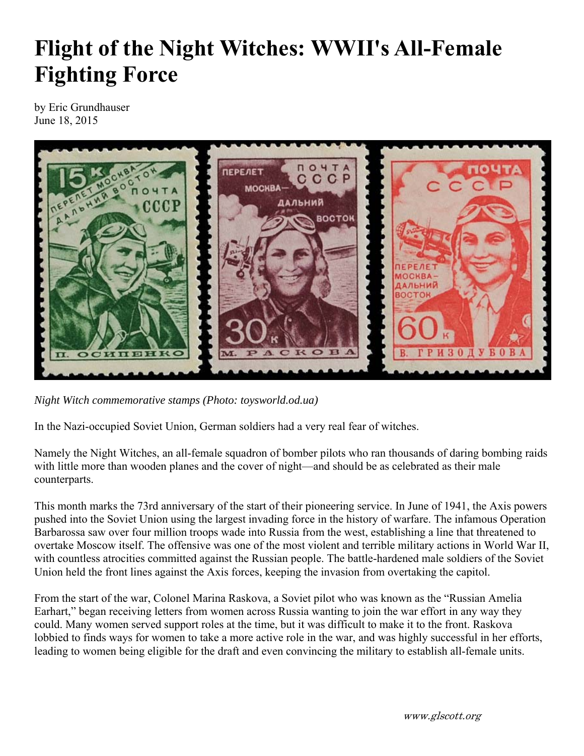# Flight of the Night Witches: WWII's All-Female Fighting Force

by Eric Grundhauser
June 18, 2015

*Night Witch commemorative stamps (Photo: toysworld.od.ua)*

In the Nazi-occupied Soviet Union, German soldiers had a very real fear of witches.

Namely the Night Witches, an all-female squadron of bomber pilots who ran thousands of daring bombing raids with little more than wooden planes and the cover of night—and should be as celebrated as their male counterparts.

This month marks the 73rd anniversary of the start of their pioneering service. In June of 1941, the Axis powers pushed into the Soviet Union using the largest invading force in the history of warfare. The infamous Operation Barbarossa saw over four million troops wade into Russia from the west, establishing a line that threatened to overtake Moscow itself. The offensive was one of the most violent and terrible military actions in World War II, with countless atrocities committed against the Russian people. The battle-hardened male soldiers of the Soviet Union held the front lines against the Axis forces, keeping the invasion from overtaking the capitol.

From the start of the war, Colonel Marina Raskova, a Soviet pilot who was known as the "Russian Amelia Earhart," began receiving letters from women across Russia wanting to join the war effort in any way they could. Many women served support roles at the time, but it was difficult to make it to the front. Raskova lobbied to finds ways for women to take a more active role in the war, and was highly successful in her efforts, leading to women being eligible for the draft and even convincing the military to establish all-female units.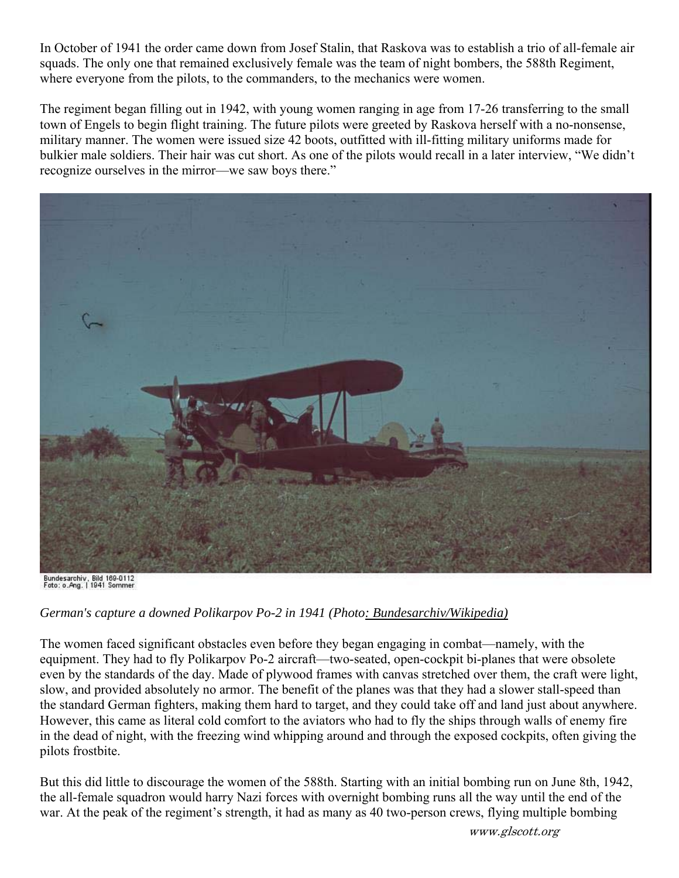In October of 1941 the order came down from Josef Stalin, that Raskova was to establish a trio of all-female air squads. The only one that remained exclusively female was the team of night bombers, the 588th Regiment, where everyone from the pilots, to the commanders, to the mechanics were women.

The regiment began filling out in 1942, with young women ranging in age from 17-26 transferring to the small town of Engels to begin flight training. The future pilots were greeted by Raskova herself with a no-nonsense, military manner. The women were issued size 42 boots, outfitted with ill-fitting military uniforms made for bulkier male soldiers. Their hair was cut short. As one of the pilots would recall in a later interview, "We didn't recognize ourselves in the mirror—we saw boys there."

*German's capture a downed Polikarpov Po-2 in 1941 (Photo: Bundesarchiv/Wikipedia)*

The women faced significant obstacles even before they began engaging in combat—namely, with the equipment. They had to fly Polikarpov Po-2 aircraft—two-seated, open-cockpit bi-planes that were obsolete even by the standards of the day. Made of plywood frames with canvas stretched over them, the craft were light, slow, and provided absolutely no armor. The benefit of the planes was that they had a slower stall-speed than the standard German fighters, making them hard to target, and they could take off and land just about anywhere. However, this came as literal cold comfort to the aviators who had to fly the ships through walls of enemy fire in the dead of night, with the freezing wind whipping around and through the exposed cockpits, often giving the pilots frostbite.

But this did little to discourage the women of the 588th. Starting with an initial bombing run on June 8th, 1942, the all-female squadron would harry Nazi forces with overnight bombing runs all the way until the end of the war. At the peak of the regiment's strength, it had as many as 40 two-person crews, flying multiple bombing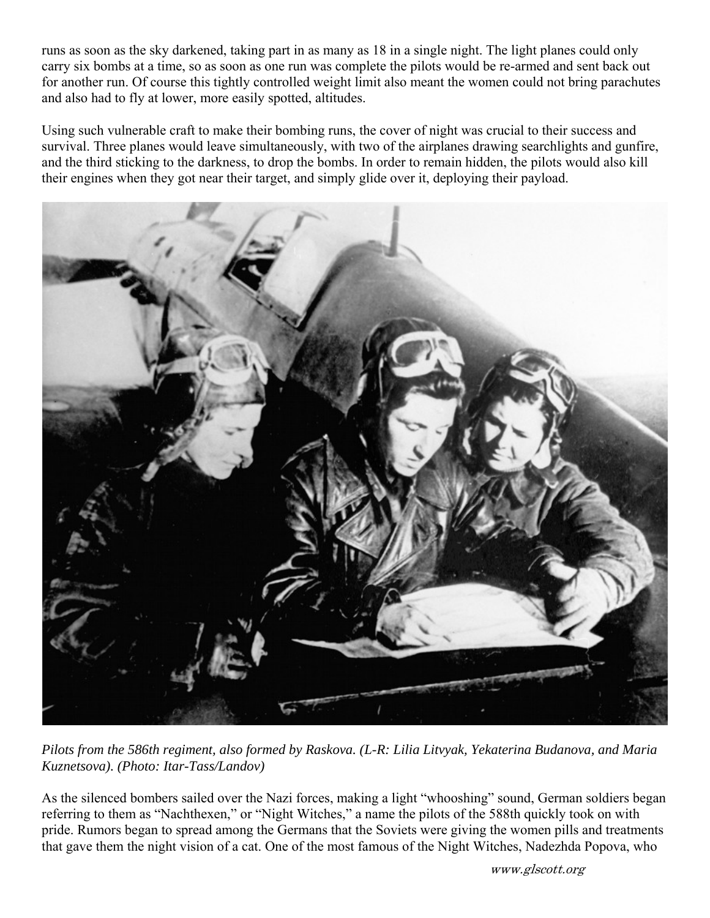runs as soon as the sky darkened, taking part in as many as 18 in a single night. The light planes could only carry six bombs at a time, so as soon as one run was complete the pilots would be re-armed and sent back out for another run. Of course this tightly controlled weight limit also meant the women could not bring parachutes and also had to fly at lower, more easily spotted, altitudes.

Using such vulnerable craft to make their bombing runs, the cover of night was crucial to their success and survival. Three planes would leave simultaneously, with two of the airplanes drawing searchlights and gunfire, and the third sticking to the darkness, to drop the bombs. In order to remain hidden, the pilots would also kill their engines when they got near their target, and simply glide over it, deploying their payload.

*Pilots from the 586th regiment, also formed by Raskova. (L-R: Lilia Litvyak, Yekaterina Budanova, and Maria Kuznetsova). (Photo: Itar-Tass/Landov)*

As the silenced bombers sailed over the Nazi forces, making a light "whooshing" sound, German soldiers began referring to them as "Nachthexen," or "Night Witches," a name the pilots of the 588th quickly took on with pride. Rumors began to spread among the Germans that the Soviets were giving the women pills and treatments that gave them the night vision of a cat. One of the most famous of the Night Witches, Nadezhda Popova, who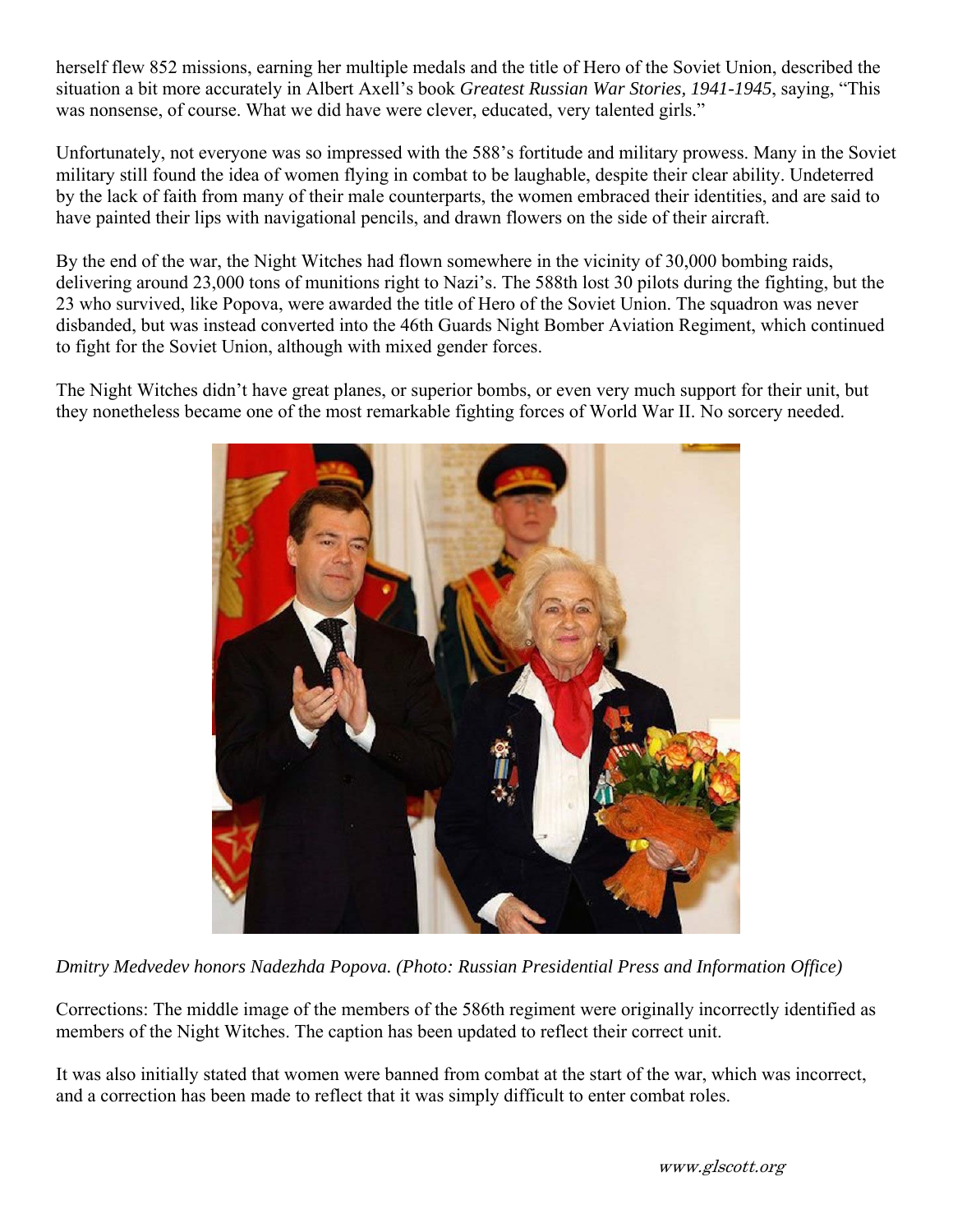herself flew 852 missions, earning her multiple medals and the title of Hero of the Soviet Union, described the situation a bit more accurately in Albert Axell's book *Greatest Russian War Stories, 1941-1945*, saying, "This was nonsense, of course. What we did have were clever, educated, very talented girls."

Unfortunately, not everyone was so impressed with the 588's fortitude and military prowess. Many in the Soviet military still found the idea of women flying in combat to be laughable, despite their clear ability. Undeterred by the lack of faith from many of their male counterparts, the women embraced their identities, and are said to have painted their lips with navigational pencils, and drawn flowers on the side of their aircraft.

By the end of the war, the Night Witches had flown somewhere in the vicinity of 30,000 bombing raids, delivering around 23,000 tons of munitions right to Nazi's. The 588th lost 30 pilots during the fighting, but the 23 who survived, like Popova, were awarded the title of Hero of the Soviet Union. The squadron was never disbanded, but was instead converted into the 46th Guards Night Bomber Aviation Regiment, which continued to fight for the Soviet Union, although with mixed gender forces.

The Night Witches didn't have great planes, or superior bombs, or even very much support for their unit, but they nonetheless became one of the most remarkable fighting forces of World War II. No sorcery needed.

*Dmitry Medvedev honors Nadezhda Popova. (Photo: Russian Presidential Press and Information Office)*

Corrections: The middle image of the members of the 586th regiment were originally incorrectly identified as members of the Night Witches. The caption has been updated to reflect their correct unit.

It was also initially stated that women were banned from combat at the start of the war, which was incorrect, and a correction has been made to reflect that it was simply difficult to enter combat roles.

www.glscott.org